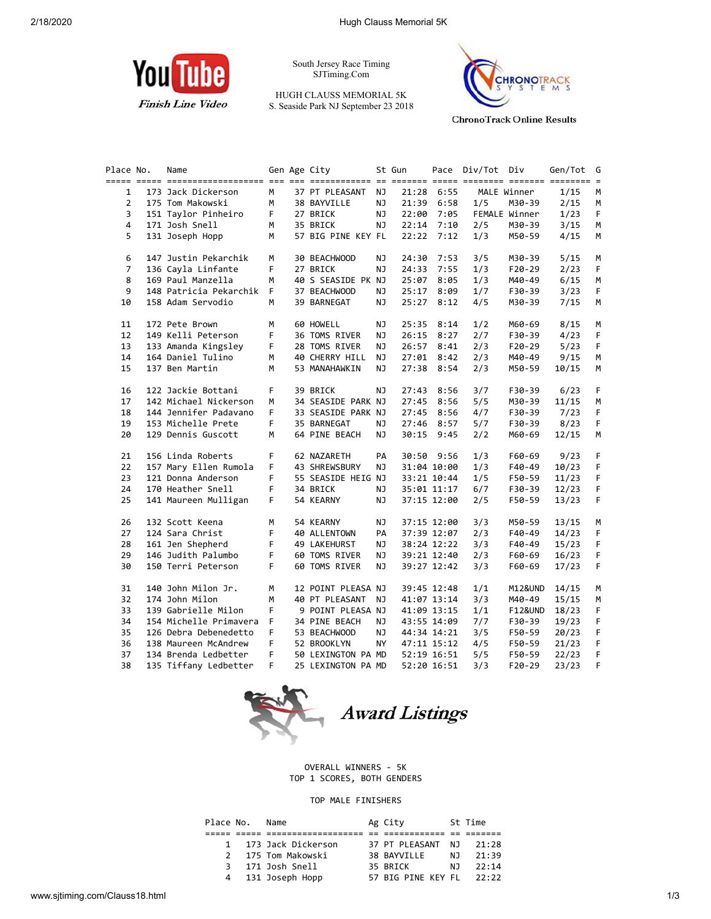South Jersey Race Timing
SJTiming.Com

HUGH CLAUSS MEMORIAL 5K
S. Seaside Park NJ September 23 2018

*Finish Line Video*

ChronoTrack Online Results

| Place | No. | Name | Gen | Age | City | St | Gun | Pace | Div/Tot | Div | Gen/Tot | G |
|---|---|---|---|---|---|---|---|---|---|---|---|---|
| 1 | 173 | Jack Dickerson | M | 37 | PT PLEASANT | NJ | 21:28 | 6:55 | MALE | Winner | 1/15 | M |
| 2 | 175 | Tom Makowski | M | 38 | BAYVILLE | NJ | 21:39 | 6:58 | 1/5 | M30-39 | 2/15 | M |
| 3 | 151 | Taylor Pinheiro | F | 27 | BRICK | NJ | 22:00 | 7:05 | FEMALE | Winner | 1/23 | F |
| 4 | 171 | Josh Snell | M | 35 | BRICK | NJ | 22:14 | 7:10 | 2/5 | M30-39 | 3/15 | M |
| 5 | 131 | Joseph Hopp | M | 57 | BIG PINE KEY | FL | 22:22 | 7:12 | 1/3 | M50-59 | 4/15 | M |
| 6 | 147 | Justin Pekarchik | M | 30 | BEACHWOOD | NJ | 24:30 | 7:53 | 3/5 | M30-39 | 5/15 | M |
| 7 | 136 | Cayla Linfante | F | 27 | BRICK | NJ | 24:33 | 7:55 | 1/3 | F20-29 | 2/23 | F |
| 8 | 169 | Paul Manzella | M | 40 | S SEASIDE PK | NJ | 25:07 | 8:05 | 1/3 | M40-49 | 6/15 | M |
| 9 | 148 | Patricia Pekarchik | F | 37 | BEACHWOOD | NJ | 25:17 | 8:09 | 1/7 | F30-39 | 3/23 | F |
| 10 | 158 | Adam Servodio | M | 39 | BARNEGAT | NJ | 25:27 | 8:12 | 4/5 | M30-39 | 7/15 | M |
| 11 | 172 | Pete Brown | M | 60 | HOWELL | NJ | 25:35 | 8:14 | 1/2 | M60-69 | 8/15 | M |
| 12 | 149 | Kelli Peterson | F | 36 | TOMS RIVER | NJ | 26:15 | 8:27 | 2/7 | F30-39 | 4/23 | F |
| 13 | 133 | Amanda Kingsley | F | 28 | TOMS RIVER | NJ | 26:57 | 8:41 | 2/3 | F20-29 | 5/23 | F |
| 14 | 164 | Daniel Tulino | M | 40 | CHERRY HILL | NJ | 27:01 | 8:42 | 2/3 | M40-49 | 9/15 | M |
| 15 | 137 | Ben Martin | M | 53 | MANAHAWKIN | NJ | 27:38 | 8:54 | 2/3 | M50-59 | 10/15 | M |
| 16 | 122 | Jackie Bottani | F | 39 | BRICK | NJ | 27:43 | 8:56 | 3/7 | F30-39 | 6/23 | F |
| 17 | 142 | Michael Nickerson | M | 34 | SEASIDE PARK | NJ | 27:45 | 8:56 | 5/5 | M30-39 | 11/15 | M |
| 18 | 144 | Jennifer Padavano | F | 33 | SEASIDE PARK | NJ | 27:45 | 8:56 | 4/7 | F30-39 | 7/23 | F |
| 19 | 153 | Michelle Prete | F | 35 | BARNEGAT | NJ | 27:46 | 8:57 | 5/7 | F30-39 | 8/23 | F |
| 20 | 129 | Dennis Guscott | M | 64 | PINE BEACH | NJ | 30:15 | 9:45 | 2/2 | M60-69 | 12/15 | M |
| 21 | 156 | Linda Roberts | F | 62 | NAZARETH | PA | 30:50 | 9:56 | 1/3 | F60-69 | 9/23 | F |
| 22 | 157 | Mary Ellen Rumola | F | 43 | SHREWSBURY | NJ | 31:04 | 10:00 | 1/3 | F40-49 | 10/23 | F |
| 23 | 121 | Donna Anderson | F | 55 | SEASIDE HEIG | NJ | 33:21 | 10:44 | 1/5 | F50-59 | 11/23 | F |
| 24 | 170 | Heather Snell | F | 34 | BRICK | NJ | 35:01 | 11:17 | 6/7 | F30-39 | 12/23 | F |
| 25 | 141 | Maureen Mulligan | F | 54 | KEARNY | NJ | 37:15 | 12:00 | 2/5 | F50-59 | 13/23 | F |
| 26 | 132 | Scott Keena | M | 54 | KEARNY | NJ | 37:15 | 12:00 | 3/3 | M50-59 | 13/15 | M |
| 27 | 124 | Sara Christ | F | 40 | ALLENTOWN | PA | 37:39 | 12:07 | 2/3 | F40-49 | 14/23 | F |
| 28 | 161 | Jen Shepherd | F | 49 | LAKEHURST | NJ | 38:24 | 12:22 | 3/3 | F40-49 | 15/23 | F |
| 29 | 146 | Judith Palumbo | F | 60 | TOMS RIVER | NJ | 39:21 | 12:40 | 2/3 | F60-69 | 16/23 | F |
| 30 | 150 | Terri Peterson | F | 60 | TOMS RIVER | NJ | 39:27 | 12:42 | 3/3 | F60-69 | 17/23 | F |
| 31 | 140 | John Milon Jr. | M | 12 | POINT PLEASA | NJ | 39:45 | 12:48 | 1/1 | M12&UND | 14/15 | M |
| 32 | 174 | John Milon | M | 40 | PT PLEASANT | NJ | 41:07 | 13:14 | 3/3 | M40-49 | 15/15 | M |
| 33 | 139 | Gabrielle Milon | F | 9 | POINT PLEASA | NJ | 41:09 | 13:15 | 1/1 | F12&UND | 18/23 | F |
| 34 | 154 | Michelle Primavera | F | 34 | PINE BEACH | NJ | 43:55 | 14:09 | 7/7 | F30-39 | 19/23 | F |
| 35 | 126 | Debra Debenedetto | F | 53 | BEACHWOOD | NJ | 44:34 | 14:21 | 3/5 | F50-59 | 20/23 | F |
| 36 | 138 | Maureen McAndrew | F | 52 | BROOKLYN | NY | 47:11 | 15:12 | 4/5 | F50-59 | 21/23 | F |
| 37 | 134 | Brenda Ledbetter | F | 50 | LEXINGTON PA | MD | 52:19 | 16:51 | 5/5 | F50-59 | 22/23 | F |
| 38 | 135 | Tiffany Ledbetter | F | 25 | LEXINGTON PA | MD | 52:20 | 16:51 | 3/3 | F20-29 | 23/23 | F |

## *Award Listings*

OVERALL WINNERS - 5K
TOP 1 SCORES, BOTH GENDERS

TOP MALE FINISHERS

| Place | No. | Name | Ag | City | St | Time |
|---|---|---|---|---|---|---|
| 1 | 173 | Jack Dickerson | 37 | PT PLEASANT | NJ | 21:28 |
| 2 | 175 | Tom Makowski | 38 | BAYVILLE | NJ | 21:39 |
| 3 | 171 | Josh Snell | 35 | BRICK | NJ | 22:14 |
| 4 | 131 | Joseph Hopp | 57 | BIG PINE KEY | FL | 22:22 |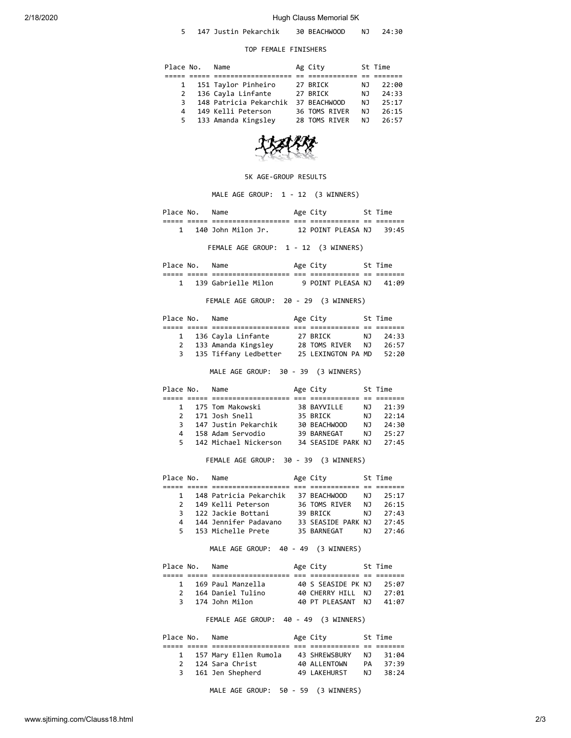| Place | No. | Name | Ag | City | St | Time |
|---|---|---|---|---|---|---|
| 5 | 147 | Justin Pekarchik | 30 | BEACHWOOD | NJ | 24:30 |

TOP FEMALE FINISHERS

| Place | No. | Name | Ag | City | St | Time |
|---|---|---|---|---|---|---|
| 1 | 151 | Taylor Pinheiro | 27 | BRICK | NJ | 22:00 |
| 2 | 136 | Cayla Linfante | 27 | BRICK | NJ | 24:33 |
| 3 | 148 | Patricia Pekarchik | 37 | BEACHWOOD | NJ | 25:17 |
| 4 | 149 | Kelli Peterson | 36 | TOMS RIVER | NJ | 26:15 |
| 5 | 133 | Amanda Kingsley | 28 | TOMS RIVER | NJ | 26:57 |

5K AGE-GROUP RESULTS

MALE AGE GROUP: 1 - 12 (3 WINNERS)

| Place | No. | Name | Age | City | St | Time |
|---|---|---|---|---|---|---|
| 1 | 140 | John Milon Jr. | 12 | POINT PLEASA | NJ | 39:45 |

FEMALE AGE GROUP: 1 - 12 (3 WINNERS)

| Place | No. | Name | Age | City | St | Time |
|---|---|---|---|---|---|---|
| 1 | 139 | Gabrielle Milon | 9 | POINT PLEASA | NJ | 41:09 |

FEMALE AGE GROUP: 20 - 29 (3 WINNERS)

| Place | No. | Name | Age | City | St | Time |
|---|---|---|---|---|---|---|
| 1 | 136 | Cayla Linfante | 27 | BRICK | NJ | 24:33 |
| 2 | 133 | Amanda Kingsley | 28 | TOMS RIVER | NJ | 26:57 |
| 3 | 135 | Tiffany Ledbetter | 25 | LEXINGTON PA | MD | 52:20 |

MALE AGE GROUP: 30 - 39 (3 WINNERS)

| Place | No. | Name | Age | City | St | Time |
|---|---|---|---|---|---|---|
| 1 | 175 | Tom Makowski | 38 | BAYVILLE | NJ | 21:39 |
| 2 | 171 | Josh Snell | 35 | BRICK | NJ | 22:14 |
| 3 | 147 | Justin Pekarchik | 30 | BEACHWOOD | NJ | 24:30 |
| 4 | 158 | Adam Servodio | 39 | BARNEGAT | NJ | 25:27 |
| 5 | 142 | Michael Nickerson | 34 | SEASIDE PARK | NJ | 27:45 |

FEMALE AGE GROUP: 30 - 39 (3 WINNERS)

| Place | No. | Name | Age | City | St | Time |
|---|---|---|---|---|---|---|
| 1 | 148 | Patricia Pekarchik | 37 | BEACHWOOD | NJ | 25:17 |
| 2 | 149 | Kelli Peterson | 36 | TOMS RIVER | NJ | 26:15 |
| 3 | 122 | Jackie Bottani | 39 | BRICK | NJ | 27:43 |
| 4 | 144 | Jennifer Padavano | 33 | SEASIDE PARK | NJ | 27:45 |
| 5 | 153 | Michelle Prete | 35 | BARNEGAT | NJ | 27:46 |

MALE AGE GROUP: 40 - 49 (3 WINNERS)

| Place | No. | Name | Age | City | St | Time |
|---|---|---|---|---|---|---|
| 1 | 169 | Paul Manzella | 40 | S SEASIDE PK | NJ | 25:07 |
| 2 | 164 | Daniel Tulino | 40 | CHERRY HILL | NJ | 27:01 |
| 3 | 174 | John Milon | 40 | PT PLEASANT | NJ | 41:07 |

FEMALE AGE GROUP: 40 - 49 (3 WINNERS)

| Place | No. | Name | Age | City | St | Time |
|---|---|---|---|---|---|---|
| 1 | 157 | Mary Ellen Rumola | 43 | SHREWSBURY | NJ | 31:04 |
| 2 | 124 | Sara Christ | 40 | ALLENTOWN | PA | 37:39 |
| 3 | 161 | Jen Shepherd | 49 | LAKEHURST | NJ | 38:24 |

MALE AGE GROUP: 50 - 59 (3 WINNERS)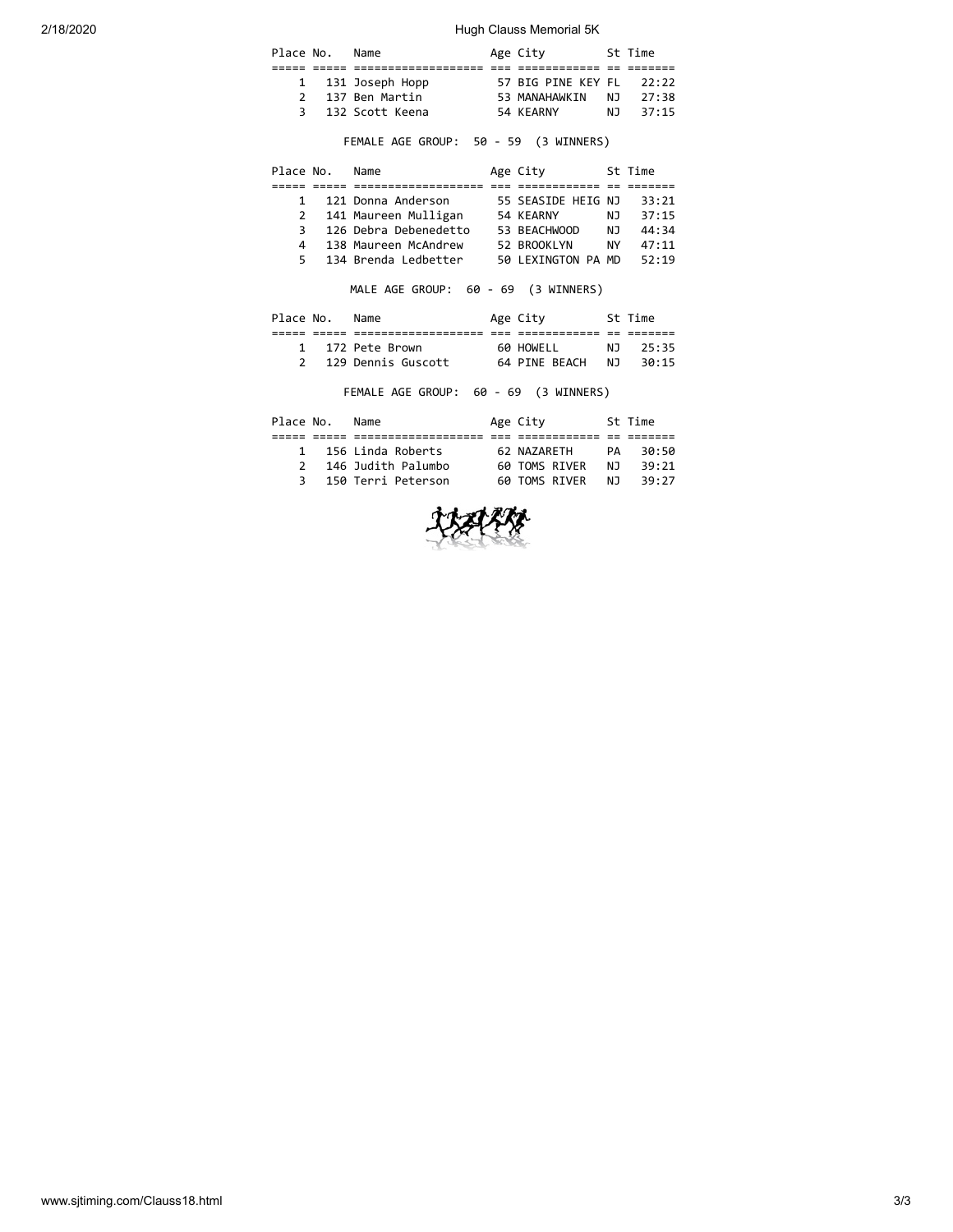| Place | No. | Name | Age | City | St | Time |
|---|---|---|---|---|---|---|
| 1 | 131 | Joseph Hopp | 57 | BIG PINE KEY | FL | 22:22 |
| 2 | 137 | Ben Martin | 53 | MANAHAWKIN | NJ | 27:38 |
| 3 | 132 | Scott Keena | 54 | KEARNY | NJ | 37:15 |

FEMALE AGE GROUP: 50 - 59 (3 WINNERS)

| Place | No. | Name | Age | City | St | Time |
|---|---|---|---|---|---|---|
| 1 | 121 | Donna Anderson | 55 | SEASIDE HEIG | NJ | 33:21 |
| 2 | 141 | Maureen Mulligan | 54 | KEARNY | NJ | 37:15 |
| 3 | 126 | Debra Debenedetto | 53 | BEACHWOOD | NJ | 44:34 |
| 4 | 138 | Maureen McAndrew | 52 | BROOKLYN | NY | 47:11 |
| 5 | 134 | Brenda Ledbetter | 50 | LEXINGTON PA | MD | 52:19 |

MALE AGE GROUP: 60 - 69 (3 WINNERS)

| Place | No. | Name | Age | City | St | Time |
|---|---|---|---|---|---|---|
| 1 | 172 | Pete Brown | 60 | HOWELL | NJ | 25:35 |
| 2 | 129 | Dennis Guscott | 64 | PINE BEACH | NJ | 30:15 |

FEMALE AGE GROUP: 60 - 69 (3 WINNERS)

| Place | No. | Name | Age | City | St | Time |
|---|---|---|---|---|---|---|
| 1 | 156 | Linda Roberts | 62 | NAZARETH | PA | 30:50 |
| 2 | 146 | Judith Palumbo | 60 | TOMS RIVER | NJ | 39:21 |
| 3 | 150 | Terri Peterson | 60 | TOMS RIVER | NJ | 39:27 |